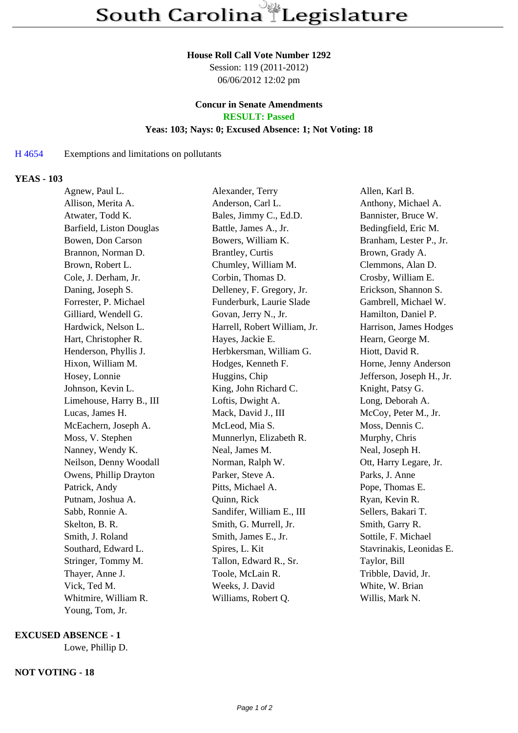# South Carolina Legislature

**House Roll Call Vote Number 1292**
Session: 119 (2011-2012)
06/06/2012 12:02 pm

**Concur in Senate Amendments**
**RESULT: Passed**
**Yeas: 103; Nays: 0; Excused Absence: 1; Not Voting: 18**

H 4654 Exemptions and limitations on pollutants

## YEAS - 103

| | | |
|---|---|---|
| Agnew, Paul L. | Alexander, Terry | Allen, Karl B. |
| Allison, Merita A. | Anderson, Carl L. | Anthony, Michael A. |
| Atwater, Todd K. | Bales, Jimmy C., Ed.D. | Bannister, Bruce W. |
| Barfield, Liston Douglas | Battle, James A., Jr. | Bedingfield, Eric M. |
| Bowen, Don Carson | Bowers, William K. | Branham, Lester P., Jr. |
| Brannon, Norman D. | Brantley, Curtis | Brown, Grady A. |
| Brown, Robert L. | Chumley, William M. | Clemmons, Alan D. |
| Cole, J. Derham, Jr. | Corbin, Thomas D. | Crosby, William E. |
| Daning, Joseph S. | Delleney, F. Gregory, Jr. | Erickson, Shannon S. |
| Forrester, P. Michael | Funderburk, Laurie Slade | Gambrell, Michael W. |
| Gilliard, Wendell G. | Govan, Jerry N., Jr. | Hamilton, Daniel P. |
| Hardwick, Nelson L. | Harrell, Robert William, Jr. | Harrison, James Hodges |
| Hart, Christopher R. | Hayes, Jackie E. | Hearn, George M. |
| Henderson, Phyllis J. | Herbkersman, William G. | Hiott, David R. |
| Hixon, William M. | Hodges, Kenneth F. | Horne, Jenny Anderson |
| Hosey, Lonnie | Huggins, Chip | Jefferson, Joseph H., Jr. |
| Johnson, Kevin L. | King, John Richard C. | Knight, Patsy G. |
| Limehouse, Harry B., III | Loftis, Dwight A. | Long, Deborah A. |
| Lucas, James H. | Mack, David J., III | McCoy, Peter M., Jr. |
| McEachern, Joseph A. | McLeod, Mia S. | Moss, Dennis C. |
| Moss, V. Stephen | Munnerlyn, Elizabeth R. | Murphy, Chris |
| Nanney, Wendy K. | Neal, James M. | Neal, Joseph H. |
| Neilson, Denny Woodall | Norman, Ralph W. | Ott, Harry Legare, Jr. |
| Owens, Phillip Drayton | Parker, Steve A. | Parks, J. Anne |
| Patrick, Andy | Pitts, Michael A. | Pope, Thomas E. |
| Putnam, Joshua A. | Quinn, Rick | Ryan, Kevin R. |
| Sabb, Ronnie A. | Sandifer, William E., III | Sellers, Bakari T. |
| Skelton, B. R. | Smith, G. Murrell, Jr. | Smith, Garry R. |
| Smith, J. Roland | Smith, James E., Jr. | Sottile, F. Michael |
| Southard, Edward L. | Spires, L. Kit | Stavrinakis, Leonidas E. |
| Stringer, Tommy M. | Tallon, Edward R., Sr. | Taylor, Bill |
| Thayer, Anne J. | Toole, McLain R. | Tribble, David, Jr. |
| Vick, Ted M. | Weeks, J. David | White, W. Brian |
| Whitmire, William R. | Williams, Robert Q. | Willis, Mark N. |
| Young, Tom, Jr. | | |

## EXCUSED ABSENCE - 1

Lowe, Phillip D.

## NOT VOTING - 18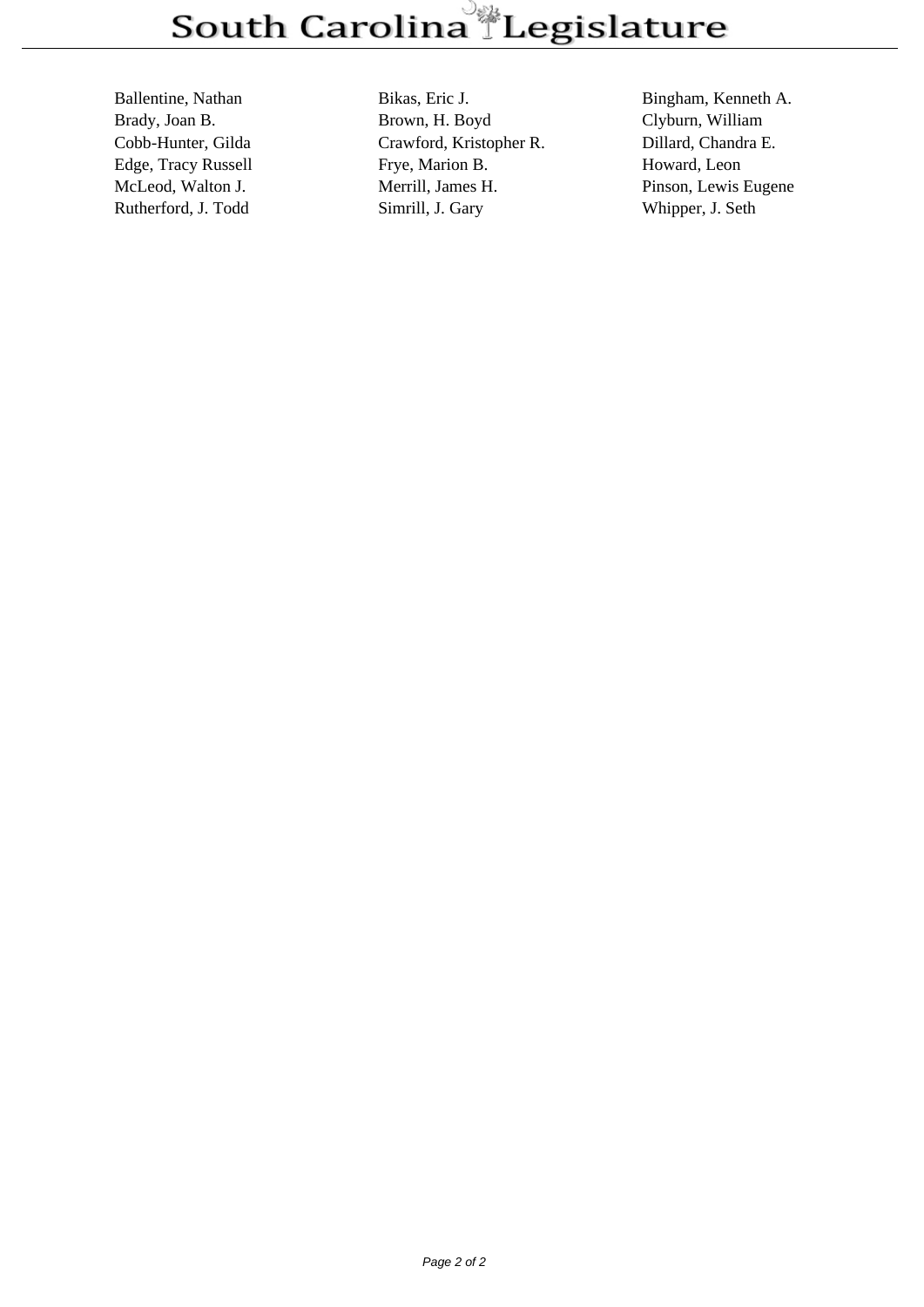Ballentine, Nathan
Bikas, Eric J.
Bingham, Kenneth A.
Brady, Joan B.
Brown, H. Boyd
Clyburn, William
Cobb-Hunter, Gilda
Crawford, Kristopher R.
Dillard, Chandra E.
Edge, Tracy Russell
Frye, Marion B.
Howard, Leon
McLeod, Walton J.
Merrill, James H.
Pinson, Lewis Eugene
Rutherford, J. Todd
Simrill, J. Gary
Whipper, J. Seth